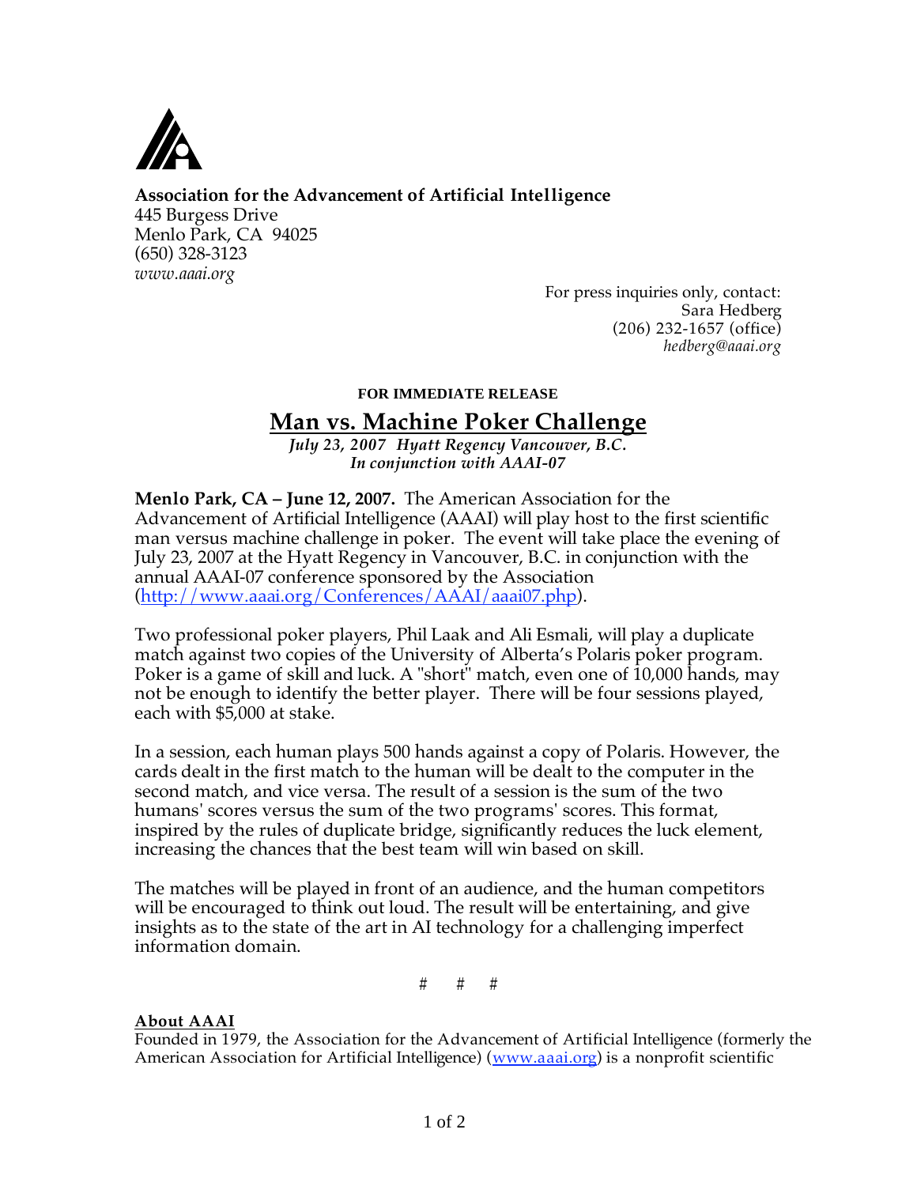**Association for the Advancement of Artificial Intelligence**
445 Burgess Drive
Menlo Park, CA 94025
(650) 328-3123
*www.aaai.org*

For press inquiries only, contact:
Sara Hedberg
(206) 232-1657 (office)
*hedberg@aaai.org*

**FOR IMMEDIATE RELEASE**

# Man vs. Machine Poker Challenge

***July 23, 2007 Hyatt Regency Vancouver, B.C.***
***In conjunction with AAAI-07***

**Menlo Park, CA – June 12, 2007.** The American Association for the Advancement of Artificial Intelligence (AAAI) will play host to the first scientific man versus machine challenge in poker. The event will take place the evening of July 23, 2007 at the Hyatt Regency in Vancouver, B.C. in conjunction with the annual AAAI-07 conference sponsored by the Association (http://www.aaai.org/Conferences/AAAI/aaai07.php).

Two professional poker players, Phil Laak and Ali Esmali, will play a duplicate match against two copies of the University of Alberta's Polaris poker program. Poker is a game of skill and luck. A "short" match, even one of 10,000 hands, may not be enough to identify the better player. There will be four sessions played, each with $5,000 at stake.

In a session, each human plays 500 hands against a copy of Polaris. However, the cards dealt in the first match to the human will be dealt to the computer in the second match, and vice versa. The result of a session is the sum of the two humans' scores versus the sum of the two programs' scores. This format, inspired by the rules of duplicate bridge, significantly reduces the luck element, increasing the chances that the best team will win based on skill.

The matches will be played in front of an audience, and the human competitors will be encouraged to think out loud. The result will be entertaining, and give insights as to the state of the art in AI technology for a challenging imperfect information domain.

# # #

**About AAAI**
Founded in 1979, the Association for the Advancement of Artificial Intelligence (formerly the American Association for Artificial Intelligence) (www.aaai.org) is a nonprofit scientific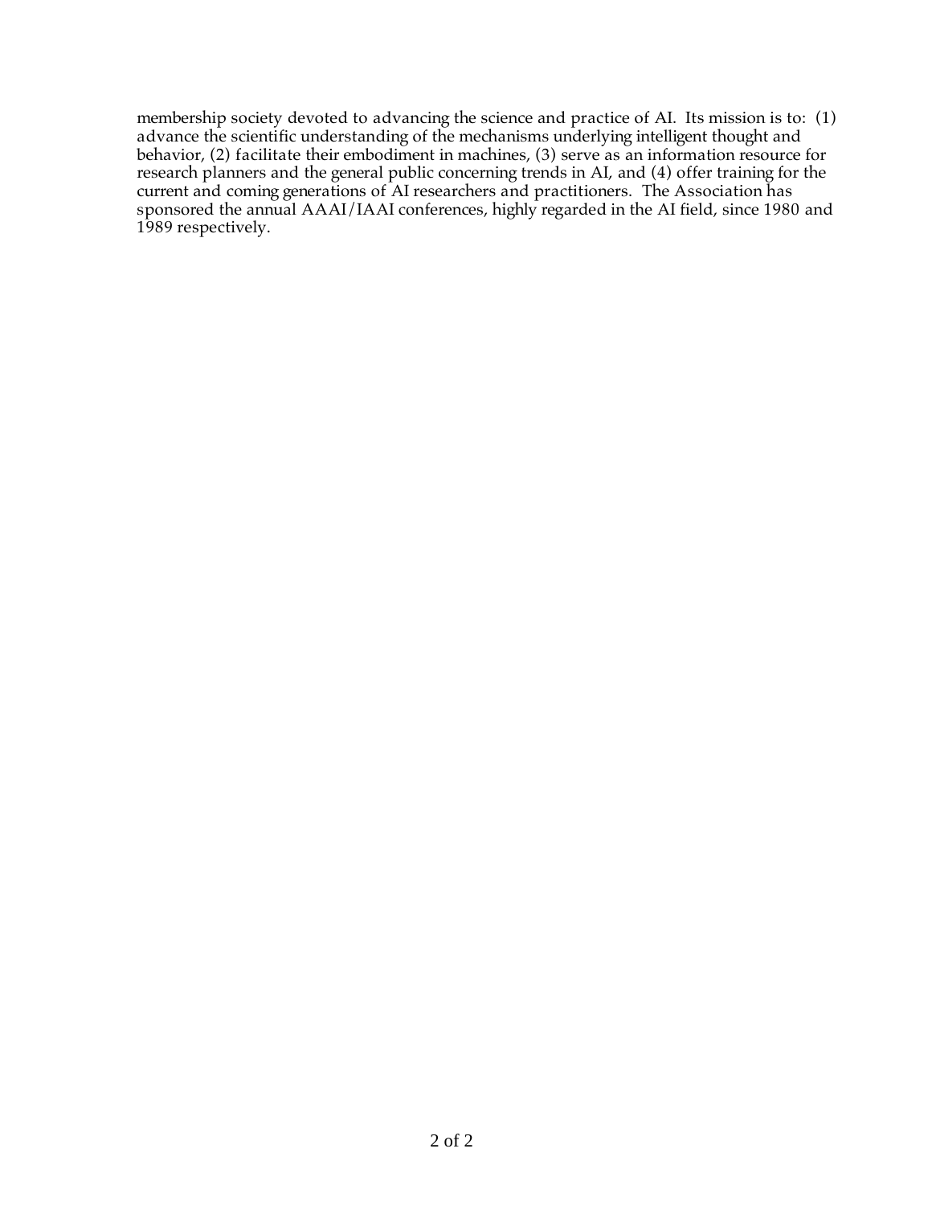membership society devoted to advancing the science and practice of AI. Its mission is to: (1) advance the scientific understanding of the mechanisms underlying intelligent thought and behavior, (2) facilitate their embodiment in machines, (3) serve as an information resource for research planners and the general public concerning trends in AI, and (4) offer training for the current and coming generations of AI researchers and practitioners. The Association has sponsored the annual AAAI/IAAI conferences, highly regarded in the AI field, since 1980 and 1989 respectively.